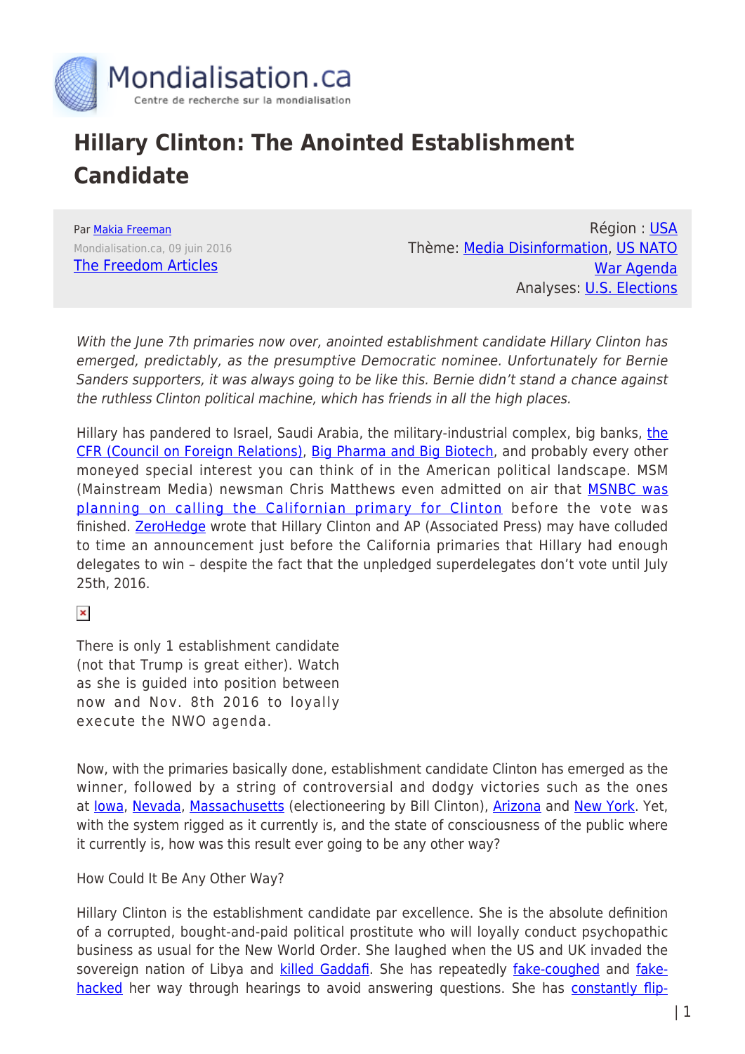# Hillary Clinton: The Anointed Establishment Candidate

Par Makia Freeman
Mondialisation.ca, 09 juin 2016
The Freedom Articles

Région : USA
Thème: Media Disinformation, US NATO War Agenda
Analyses: U.S. Elections

*With the June 7th primaries now over, anointed establishment candidate Hillary Clinton has emerged, predictably, as the presumptive Democratic nominee. Unfortunately for Bernie Sanders supporters, it was always going to be like this. Bernie didn't stand a chance against the ruthless Clinton political machine, which has friends in all the high places.*

Hillary has pandered to Israel, Saudi Arabia, the military-industrial complex, big banks, the CFR (Council on Foreign Relations), Big Pharma and Big Biotech, and probably every other moneyed special interest you can think of in the American political landscape. MSM (Mainstream Media) newsman Chris Matthews even admitted on air that MSNBC was planning on calling the Californian primary for Clinton before the vote was finished. ZeroHedge wrote that Hillary Clinton and AP (Associated Press) may have colluded to time an announcement just before the California primaries that Hillary had enough delegates to win – despite the fact that the unpledged superdelegates don't vote until July 25th, 2016.

There is only 1 establishment candidate (not that Trump is great either). Watch as she is guided into position between now and Nov. 8th 2016 to loyally execute the NWO agenda.

Now, with the primaries basically done, establishment candidate Clinton has emerged as the winner, followed by a string of controversial and dodgy victories such as the ones at Iowa, Nevada, Massachusetts (electioneering by Bill Clinton), Arizona and New York. Yet, with the system rigged as it currently is, and the state of consciousness of the public where it currently is, how was this result ever going to be any other way?

How Could It Be Any Other Way?

Hillary Clinton is the establishment candidate par excellence. She is the absolute definition of a corrupted, bought-and-paid political prostitute who will loyally conduct psychopathic business as usual for the New World Order. She laughed when the US and UK invaded the sovereign nation of Libya and killed Gaddafi. She has repeatedly fake-coughed and fake-hacked her way through hearings to avoid answering questions. She has constantly flip-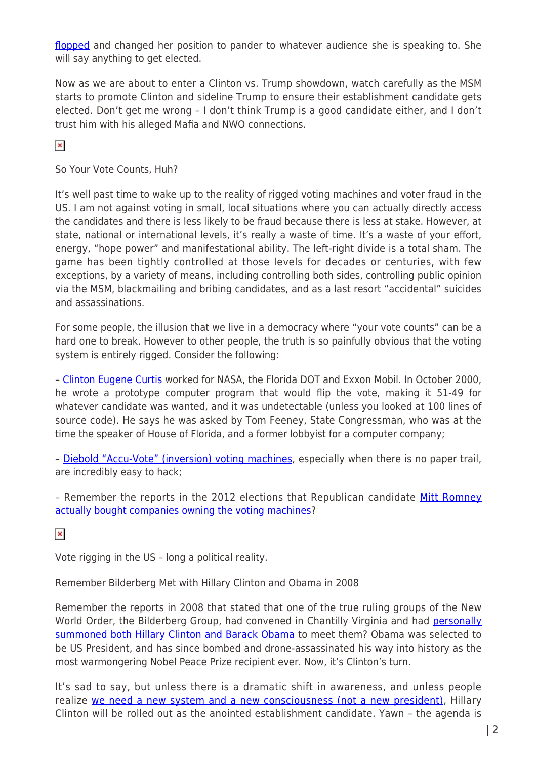flopped and changed her position to pander to whatever audience she is speaking to. She will say anything to get elected.

Now as we are about to enter a Clinton vs. Trump showdown, watch carefully as the MSM starts to promote Clinton and sideline Trump to ensure their establishment candidate gets elected. Don't get me wrong – I don't think Trump is a good candidate either, and I don't trust him with his alleged Mafia and NWO connections.

So Your Vote Counts, Huh?

It's well past time to wake up to the reality of rigged voting machines and voter fraud in the US. I am not against voting in small, local situations where you can actually directly access the candidates and there is less likely to be fraud because there is less at stake. However, at state, national or international levels, it's really a waste of time. It's a waste of your effort, energy, "hope power" and manifestational ability. The left-right divide is a total sham. The game has been tightly controlled at those levels for decades or centuries, with few exceptions, by a variety of means, including controlling both sides, controlling public opinion via the MSM, blackmailing and bribing candidates, and as a last resort "accidental" suicides and assassinations.

For some people, the illusion that we live in a democracy where "your vote counts" can be a hard one to break. However to other people, the truth is so painfully obvious that the voting system is entirely rigged. Consider the following:

– Clinton Eugene Curtis worked for NASA, the Florida DOT and Exxon Mobil. In October 2000, he wrote a prototype computer program that would flip the vote, making it 51-49 for whatever candidate was wanted, and it was undetectable (unless you looked at 100 lines of source code). He says he was asked by Tom Feeney, State Congressman, who was at the time the speaker of House of Florida, and a former lobbyist for a computer company;

– Diebold "Accu-Vote" (inversion) voting machines, especially when there is no paper trail, are incredibly easy to hack;

– Remember the reports in the 2012 elections that Republican candidate Mitt Romney actually bought companies owning the voting machines?

Vote rigging in the US – long a political reality.

Remember Bilderberg Met with Hillary Clinton and Obama in 2008

Remember the reports in 2008 that stated that one of the true ruling groups of the New World Order, the Bilderberg Group, had convened in Chantilly Virginia and had personally summoned both Hillary Clinton and Barack Obama to meet them? Obama was selected to be US President, and has since bombed and drone-assassinated his way into history as the most warmongering Nobel Peace Prize recipient ever. Now, it's Clinton's turn.

It's sad to say, but unless there is a dramatic shift in awareness, and unless people realize we need a new system and a new consciousness (not a new president), Hillary Clinton will be rolled out as the anointed establishment candidate. Yawn – the agenda is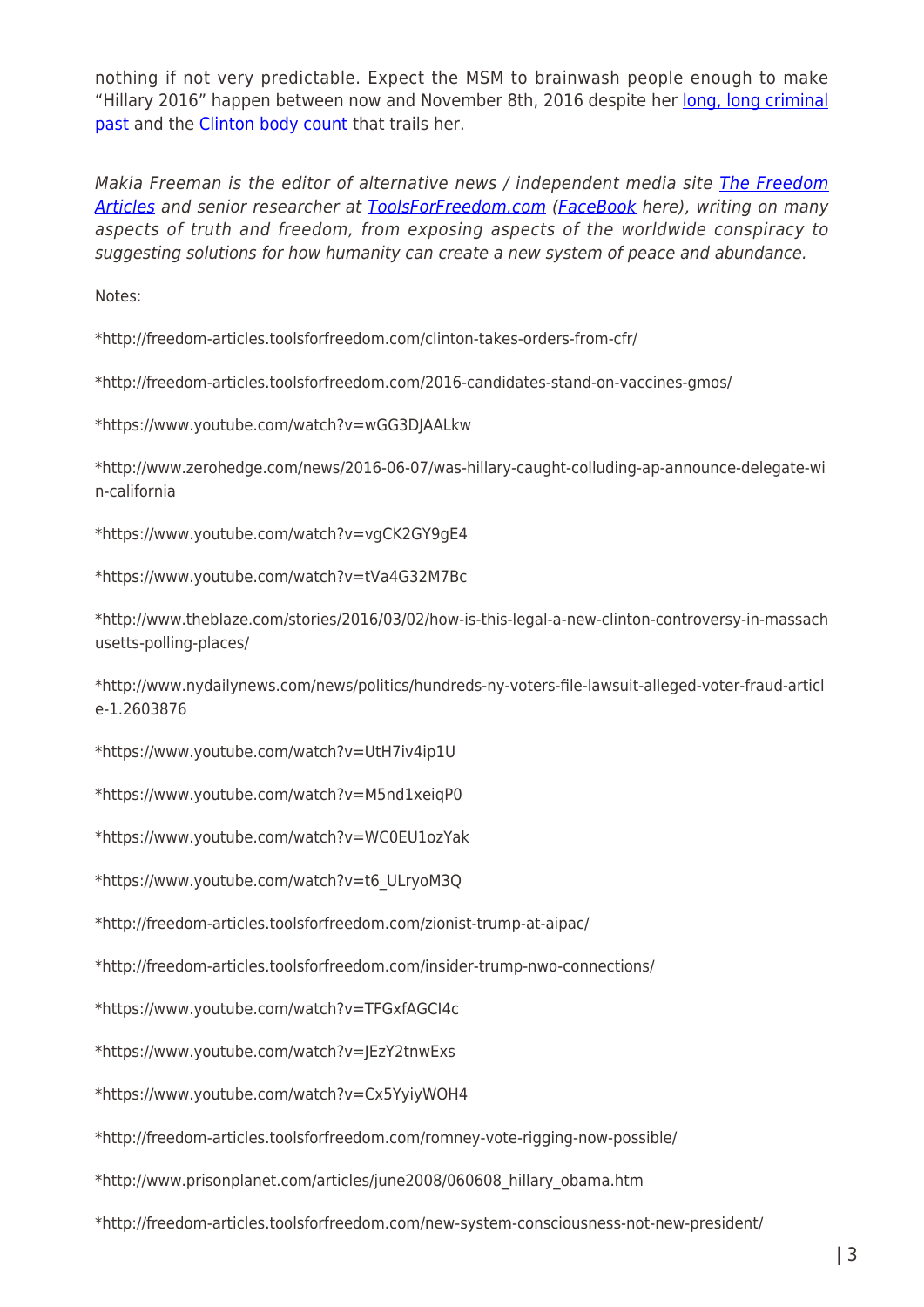nothing if not very predictable. Expect the MSM to brainwash people enough to make "Hillary 2016" happen between now and November 8th, 2016 despite her [long, long criminal past] and the [Clinton body count] that trails her.

*Makia Freeman is the editor of alternative news / independent media site [The Freedom Articles] and senior researcher at [ToolsForFreedom.com] ([FaceBook] here), writing on many aspects of truth and freedom, from exposing aspects of the worldwide conspiracy to suggesting solutions for how humanity can create a new system of peace and abundance.*

Notes:

*http://freedom-articles.toolsforfreedom.com/clinton-takes-orders-from-cfr/

*http://freedom-articles.toolsforfreedom.com/2016-candidates-stand-on-vaccines-gmos/

*https://www.youtube.com/watch?v=wGG3DJAALkw

*http://www.zerohedge.com/news/2016-06-07/was-hillary-caught-colluding-ap-announce-delegate-win-california

*https://www.youtube.com/watch?v=vgCK2GY9gE4

*https://www.youtube.com/watch?v=tVa4G32M7Bc

*http://www.theblaze.com/stories/2016/03/02/how-is-this-legal-a-new-clinton-controversy-in-massachusetts-polling-places/

*http://www.nydailynews.com/news/politics/hundreds-ny-voters-file-lawsuit-alleged-voter-fraud-article-1.2603876

*https://www.youtube.com/watch?v=UtH7iv4ip1U

*https://www.youtube.com/watch?v=M5nd1xeiqP0

*https://www.youtube.com/watch?v=WC0EU1ozYak

*https://www.youtube.com/watch?v=t6_ULryoM3Q

*http://freedom-articles.toolsforfreedom.com/zionist-trump-at-aipac/

*http://freedom-articles.toolsforfreedom.com/insider-trump-nwo-connections/

*https://www.youtube.com/watch?v=TFGxfAGCI4c

*https://www.youtube.com/watch?v=JEzY2tnwExs

*https://www.youtube.com/watch?v=Cx5YyiyWOH4

*http://freedom-articles.toolsforfreedom.com/romney-vote-rigging-now-possible/

*http://www.prisonplanet.com/articles/june2008/060608_hillary_obama.htm

*http://freedom-articles.toolsforfreedom.com/new-system-consciousness-not-new-president/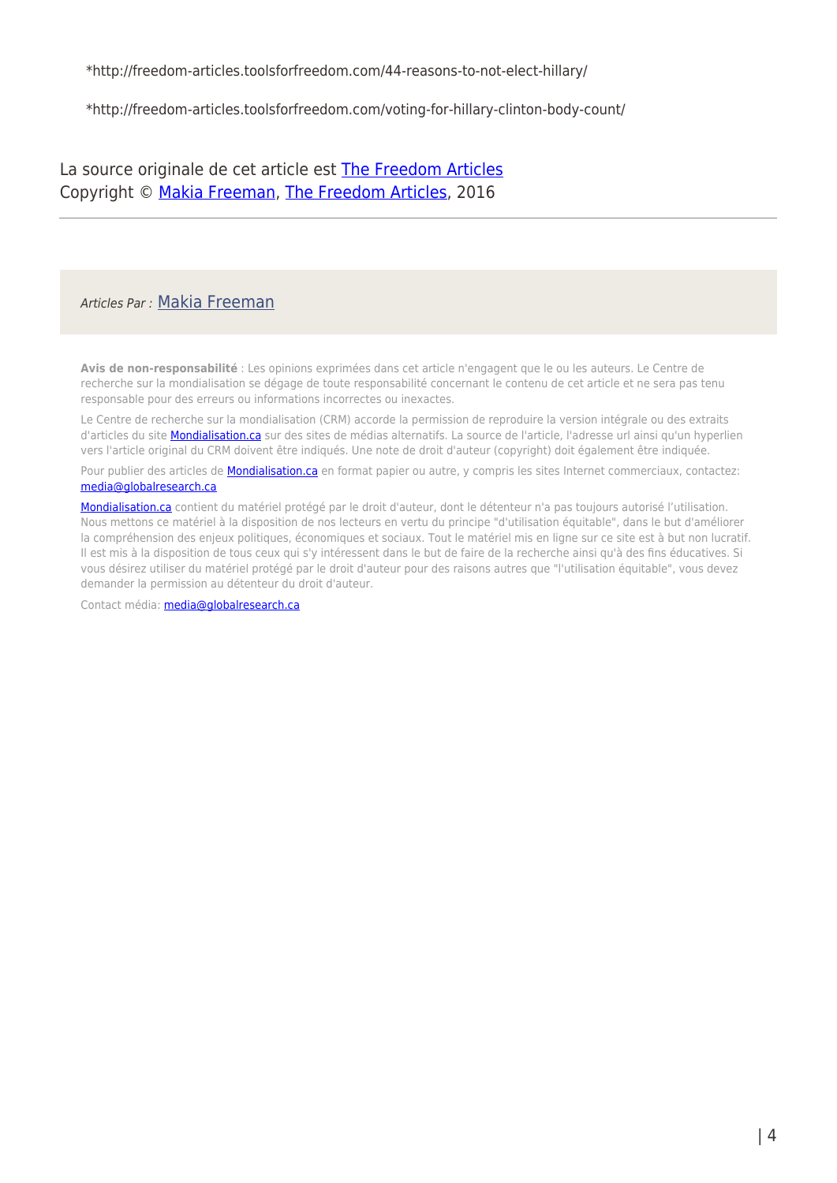*http://freedom-articles.toolsforfreedom.com/44-reasons-to-not-elect-hillary/

*http://freedom-articles.toolsforfreedom.com/voting-for-hillary-clinton-body-count/

La source originale de cet article est The Freedom Articles
Copyright © Makia Freeman, The Freedom Articles, 2016

---

*Articles Par :* Makia Freeman

**Avis de non-responsabilité** : Les opinions exprimées dans cet article n'engagent que le ou les auteurs. Le Centre de recherche sur la mondialisation se dégage de toute responsabilité concernant le contenu de cet article et ne sera pas tenu responsable pour des erreurs ou informations incorrectes ou inexactes.

Le Centre de recherche sur la mondialisation (CRM) accorde la permission de reproduire la version intégrale ou des extraits d'articles du site Mondialisation.ca sur des sites de médias alternatifs. La source de l'article, l'adresse url ainsi qu'un hyperlien vers l'article original du CRM doivent être indiqués. Une note de droit d'auteur (copyright) doit également être indiquée.

Pour publier des articles de Mondialisation.ca en format papier ou autre, y compris les sites Internet commerciaux, contactez: media@globalresearch.ca

Mondialisation.ca contient du matériel protégé par le droit d'auteur, dont le détenteur n'a pas toujours autorisé l'utilisation. Nous mettons ce matériel à la disposition de nos lecteurs en vertu du principe "d'utilisation équitable", dans le but d'améliorer la compréhension des enjeux politiques, économiques et sociaux. Tout le matériel mis en ligne sur ce site est à but non lucratif. Il est mis à la disposition de tous ceux qui s'y intéressent dans le but de faire de la recherche ainsi qu'à des fins éducatives. Si vous désirez utiliser du matériel protégé par le droit d'auteur pour des raisons autres que "l'utilisation équitable", vous devez demander la permission au détenteur du droit d'auteur.

Contact média: media@globalresearch.ca